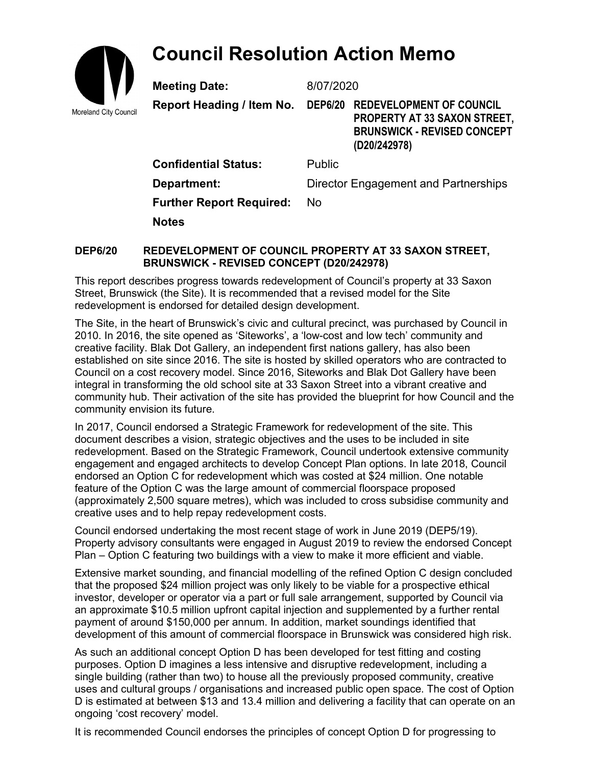# Council Resolution Action Memo

Moreland City Council

| | |
|---|---|
| **Meeting Date:** | 8/07/2020 |
| **Report Heading / Item No.** | **DEP6/20 REDEVELOPMENT OF COUNCIL PROPERTY AT 33 SAXON STREET, BRUNSWICK - REVISED CONCEPT (D20/242978)** |
| **Confidential Status:** | Public |
| **Department:** | Director Engagement and Partnerships |
| **Further Report Required:** | No |
| **Notes** | |

**DEP6/20 REDEVELOPMENT OF COUNCIL PROPERTY AT 33 SAXON STREET, BRUNSWICK - REVISED CONCEPT (D20/242978)**

This report describes progress towards redevelopment of Council's property at 33 Saxon Street, Brunswick (the Site). It is recommended that a revised model for the Site redevelopment is endorsed for detailed design development.

The Site, in the heart of Brunswick's civic and cultural precinct, was purchased by Council in 2010. In 2016, the site opened as 'Siteworks', a 'low-cost and low tech' community and creative facility. Blak Dot Gallery, an independent first nations gallery, has also been established on site since 2016. The site is hosted by skilled operators who are contracted to Council on a cost recovery model. Since 2016, Siteworks and Blak Dot Gallery have been integral in transforming the old school site at 33 Saxon Street into a vibrant creative and community hub. Their activation of the site has provided the blueprint for how Council and the community envision its future.

In 2017, Council endorsed a Strategic Framework for redevelopment of the site. This document describes a vision, strategic objectives and the uses to be included in site redevelopment. Based on the Strategic Framework, Council undertook extensive community engagement and engaged architects to develop Concept Plan options. In late 2018, Council endorsed an Option C for redevelopment which was costed at $24 million. One notable feature of the Option C was the large amount of commercial floorspace proposed (approximately 2,500 square metres), which was included to cross subsidise community and creative uses and to help repay redevelopment costs.

Council endorsed undertaking the most recent stage of work in June 2019 (DEP5/19). Property advisory consultants were engaged in August 2019 to review the endorsed Concept Plan – Option C featuring two buildings with a view to make it more efficient and viable.

Extensive market sounding, and financial modelling of the refined Option C design concluded that the proposed $24 million project was only likely to be viable for a prospective ethical investor, developer or operator via a part or full sale arrangement, supported by Council via an approximate $10.5 million upfront capital injection and supplemented by a further rental payment of around $150,000 per annum. In addition, market soundings identified that development of this amount of commercial floorspace in Brunswick was considered high risk.

As such an additional concept Option D has been developed for test fitting and costing purposes. Option D imagines a less intensive and disruptive redevelopment, including a single building (rather than two) to house all the previously proposed community, creative uses and cultural groups / organisations and increased public open space. The cost of Option D is estimated at between $13 and 13.4 million and delivering a facility that can operate on an ongoing 'cost recovery' model.

It is recommended Council endorses the principles of concept Option D for progressing to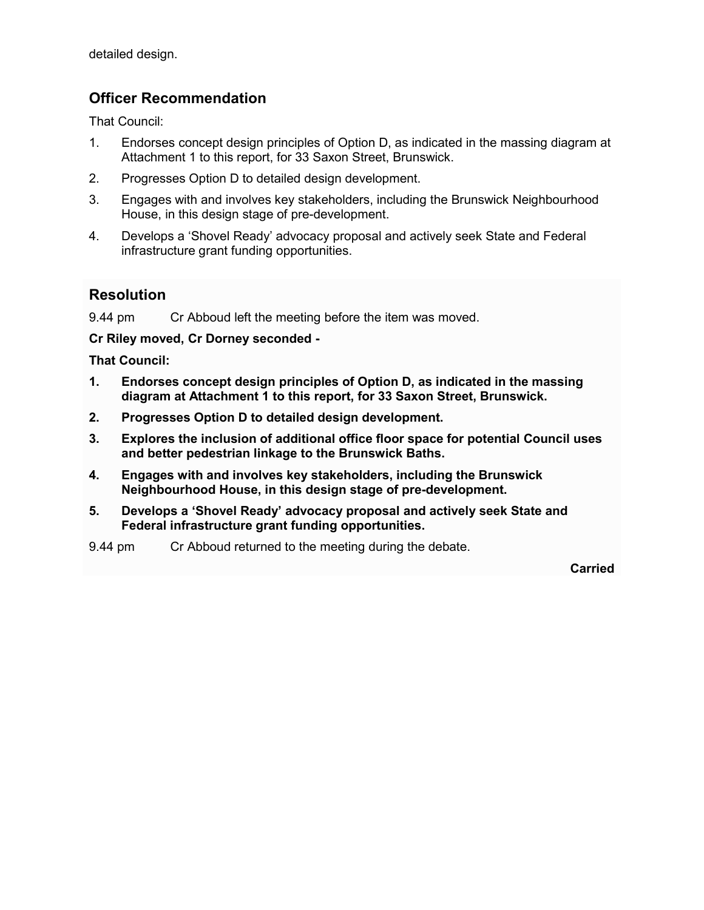detailed design.

## Officer Recommendation

That Council:

1. Endorses concept design principles of Option D, as indicated in the massing diagram at Attachment 1 to this report, for 33 Saxon Street, Brunswick.
2. Progresses Option D to detailed design development.
3. Engages with and involves key stakeholders, including the Brunswick Neighbourhood House, in this design stage of pre-development.
4. Develops a 'Shovel Ready' advocacy proposal and actively seek State and Federal infrastructure grant funding opportunities.

## Resolution

9.44 pm Cr Abboud left the meeting before the item was moved.

**Cr Riley moved, Cr Dorney seconded -**

**That Council:**

1. **Endorses concept design principles of Option D, as indicated in the massing diagram at Attachment 1 to this report, for 33 Saxon Street, Brunswick.**
2. **Progresses Option D to detailed design development.**
3. **Explores the inclusion of additional office floor space for potential Council uses and better pedestrian linkage to the Brunswick Baths.**
4. **Engages with and involves key stakeholders, including the Brunswick Neighbourhood House, in this design stage of pre-development.**
5. **Develops a 'Shovel Ready' advocacy proposal and actively seek State and Federal infrastructure grant funding opportunities.**

9.44 pm Cr Abboud returned to the meeting during the debate.

**Carried**